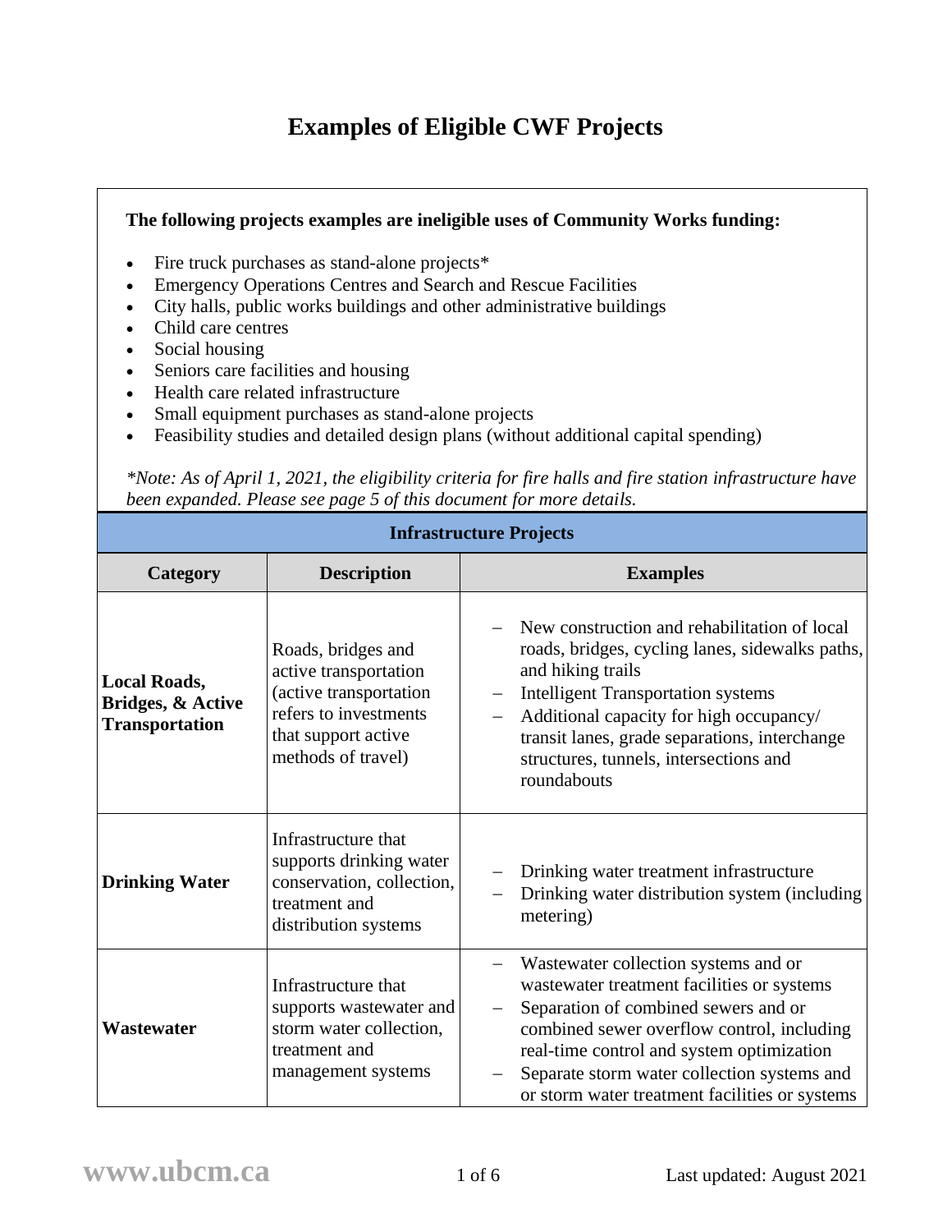# Examples of Eligible CWF Projects

**The following projects examples are ineligible uses of Community Works funding:**

- Fire truck purchases as stand-alone projects*
- Emergency Operations Centres and Search and Rescue Facilities
- City halls, public works buildings and other administrative buildings
- Child care centres
- Social housing
- Seniors care facilities and housing
- Health care related infrastructure
- Small equipment purchases as stand-alone projects
- Feasibility studies and detailed design plans (without additional capital spending)

*\*Note: As of April 1, 2021, the eligibility criteria for fire halls and fire station infrastructure have been expanded. Please see page 5 of this document for more details.*

| **Infrastructure Projects** | | |
|---|---|---|
| **Category** | **Description** | **Examples** |
| **Local Roads, Bridges, & Active Transportation** | Roads, bridges and active transportation (active transportation refers to investments that support active methods of travel) | – New construction and rehabilitation of local roads, bridges, cycling lanes, sidewalks paths, and hiking trails<br>– Intelligent Transportation systems<br>– Additional capacity for high occupancy/ transit lanes, grade separations, interchange structures, tunnels, intersections and roundabouts |
| **Drinking Water** | Infrastructure that supports drinking water conservation, collection, treatment and distribution systems | – Drinking water treatment infrastructure<br>– Drinking water distribution system (including metering) |
| **Wastewater** | Infrastructure that supports wastewater and storm water collection, treatment and management systems | – Wastewater collection systems and or wastewater treatment facilities or systems<br>– Separation of combined sewers and or combined sewer overflow control, including real-time control and system optimization<br>– Separate storm water collection systems and or storm water treatment facilities or systems |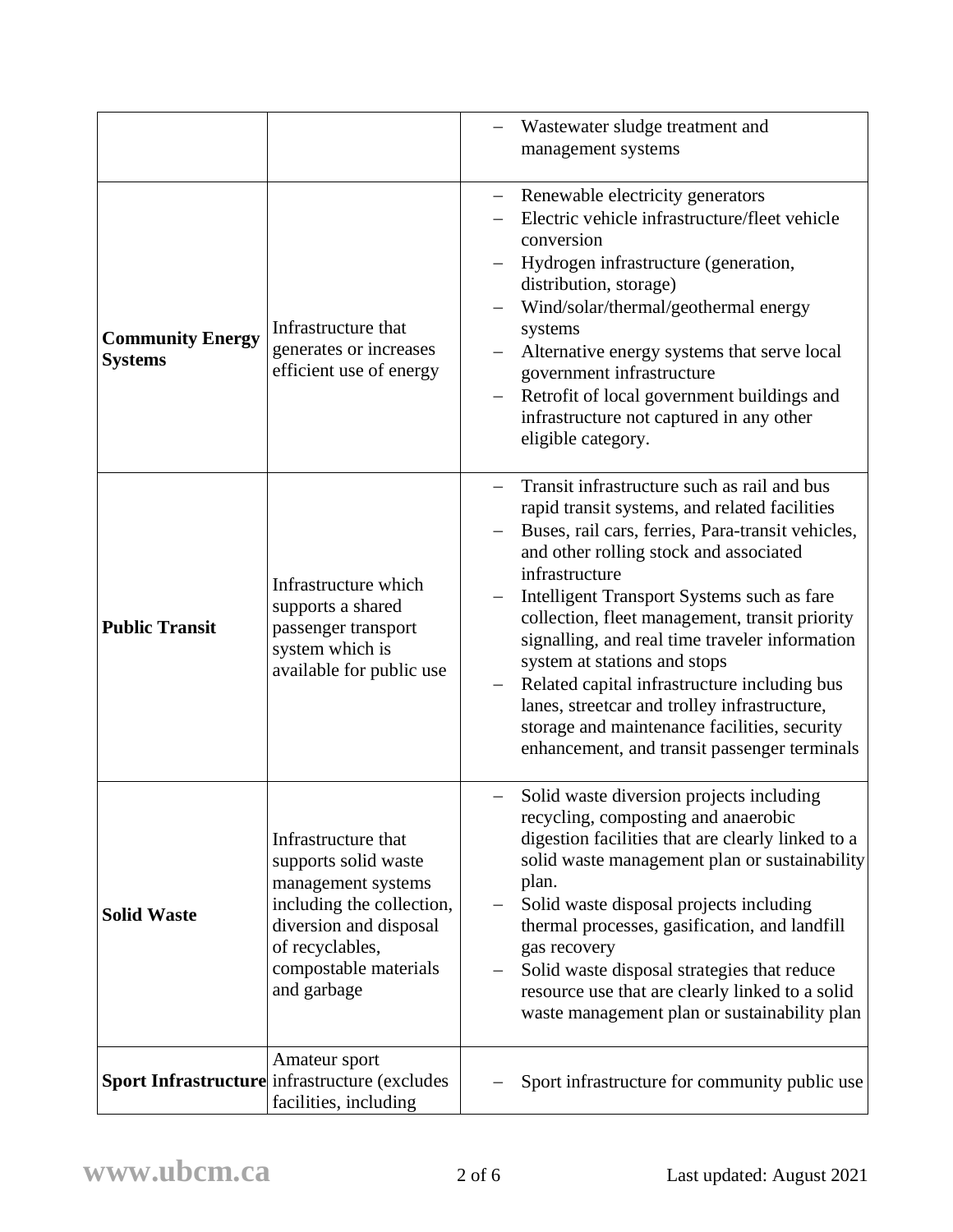| | | |
|---|---|---|
| | | – Wastewater sludge treatment and management systems |
| **Community Energy Systems** | Infrastructure that generates or increases efficient use of energy | – Renewable electricity generators<br>– Electric vehicle infrastructure/fleet vehicle conversion<br>– Hydrogen infrastructure (generation, distribution, storage)<br>– Wind/solar/thermal/geothermal energy systems<br>– Alternative energy systems that serve local government infrastructure<br>– Retrofit of local government buildings and infrastructure not captured in any other eligible category. |
| **Public Transit** | Infrastructure which supports a shared passenger transport system which is available for public use | – Transit infrastructure such as rail and bus rapid transit systems, and related facilities<br>– Buses, rail cars, ferries, Para-transit vehicles, and other rolling stock and associated infrastructure<br>– Intelligent Transport Systems such as fare collection, fleet management, transit priority signalling, and real time traveler information system at stations and stops<br>– Related capital infrastructure including bus lanes, streetcar and trolley infrastructure, storage and maintenance facilities, security enhancement, and transit passenger terminals |
| **Solid Waste** | Infrastructure that supports solid waste management systems including the collection, diversion and disposal of recyclables, compostable materials and garbage | – Solid waste diversion projects including recycling, composting and anaerobic digestion facilities that are clearly linked to a solid waste management plan or sustainability plan.<br>– Solid waste disposal projects including thermal processes, gasification, and landfill gas recovery<br>– Solid waste disposal strategies that reduce resource use that are clearly linked to a solid waste management plan or sustainability plan |
| **Sport Infrastructure** | Amateur sport infrastructure (excludes facilities, including | – Sport infrastructure for community public use |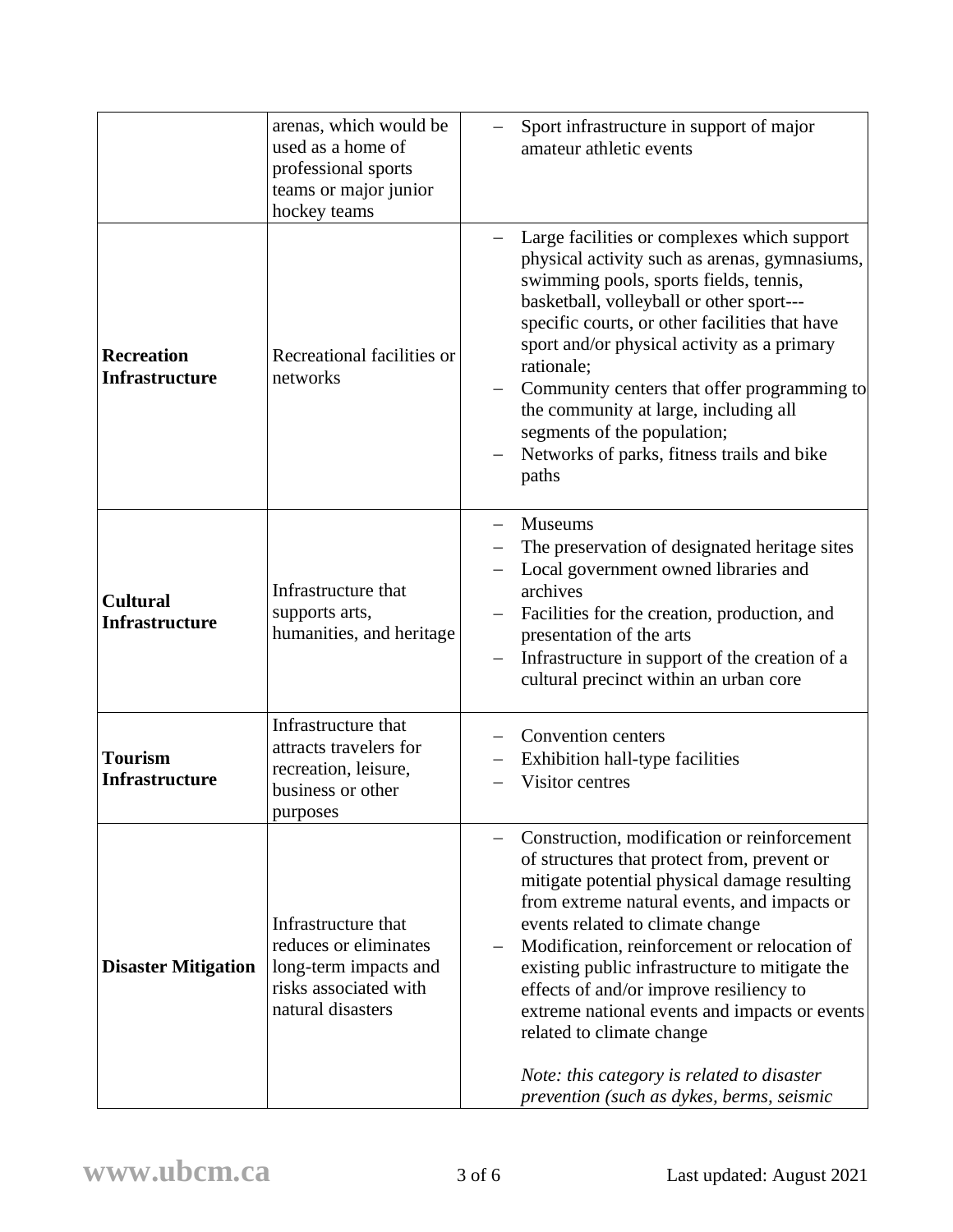| | | |
|---|---|---|
| | arenas, which would be used as a home of professional sports teams or major junior hockey teams | – Sport infrastructure in support of major amateur athletic events |
| **Recreation Infrastructure** | Recreational facilities or networks | – Large facilities or complexes which support physical activity such as arenas, gymnasiums, swimming pools, sports fields, tennis, basketball, volleyball or other sport---specific courts, or other facilities that have sport and/or physical activity as a primary rationale;<br>– Community centers that offer programming to the community at large, including all segments of the population;<br>– Networks of parks, fitness trails and bike paths |
| **Cultural Infrastructure** | Infrastructure that supports arts, humanities, and heritage | – Museums<br>– The preservation of designated heritage sites<br>– Local government owned libraries and archives<br>– Facilities for the creation, production, and presentation of the arts<br>– Infrastructure in support of the creation of a cultural precinct within an urban core |
| **Tourism Infrastructure** | Infrastructure that attracts travelers for recreation, leisure, business or other purposes | – Convention centers<br>– Exhibition hall-type facilities<br>– Visitor centres |
| **Disaster Mitigation** | Infrastructure that reduces or eliminates long-term impacts and risks associated with natural disasters | – Construction, modification or reinforcement of structures that protect from, prevent or mitigate potential physical damage resulting from extreme natural events, and impacts or events related to climate change<br>– Modification, reinforcement or relocation of existing public infrastructure to mitigate the effects of and/or improve resiliency to extreme national events and impacts or events related to climate change<br><br>*Note: this category is related to disaster prevention (such as dykes, berms, seismic* |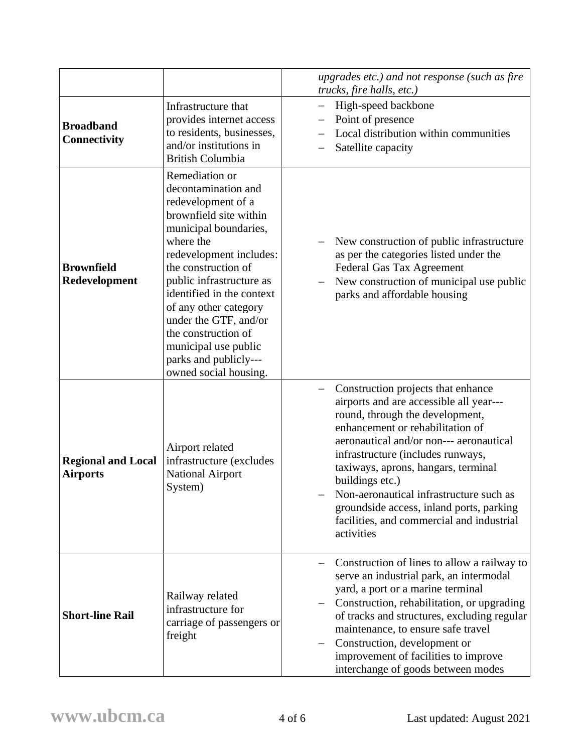|  |  |  |
|---|---|---|
|  |  | *upgrades etc.) and not response (such as fire trucks, fire halls, etc.)* |
| **Broadband Connectivity** | Infrastructure that provides internet access to residents, businesses, and/or institutions in British Columbia | – High-speed backbone<br>– Point of presence<br>– Local distribution within communities<br>– Satellite capacity |
| **Brownfield Redevelopment** | Remediation or decontamination and redevelopment of a brownfield site within municipal boundaries, where the redevelopment includes: the construction of public infrastructure as identified in the context of any other category under the GTF, and/or the construction of municipal use public parks and publicly---owned social housing. | – New construction of public infrastructure as per the categories listed under the Federal Gas Tax Agreement<br>– New construction of municipal use public parks and affordable housing |
| **Regional and Local Airports** | Airport related infrastructure (excludes National Airport System) | – Construction projects that enhance airports and are accessible all year---round, through the development, enhancement or rehabilitation of aeronautical and/or non--- aeronautical infrastructure (includes runways, taxiways, aprons, hangars, terminal buildings etc.)<br>– Non-aeronautical infrastructure such as groundside access, inland ports, parking facilities, and commercial and industrial activities |
| **Short-line Rail** | Railway related infrastructure for carriage of passengers or freight | – Construction of lines to allow a railway to serve an industrial park, an intermodal yard, a port or a marine terminal<br>– Construction, rehabilitation, or upgrading of tracks and structures, excluding regular maintenance, to ensure safe travel<br>– Construction, development or improvement of facilities to improve interchange of goods between modes |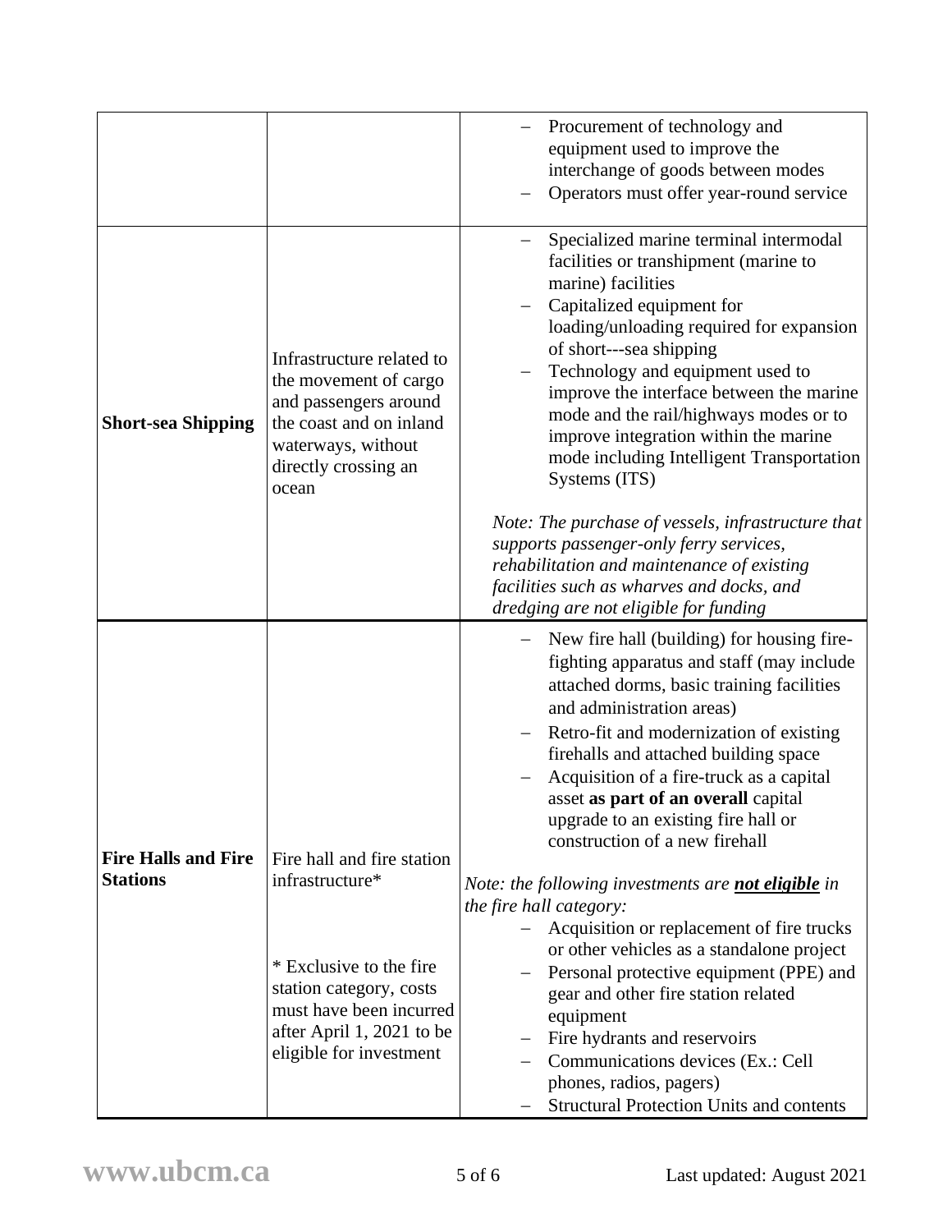| | | |
|---|---|---|
| | | – Procurement of technology and equipment used to improve the interchange of goods between modes<br>– Operators must offer year-round service |
| **Short-sea Shipping** | Infrastructure related to the movement of cargo and passengers around the coast and on inland waterways, without directly crossing an ocean | – Specialized marine terminal intermodal facilities or transhipment (marine to marine) facilities<br>– Capitalized equipment for loading/unloading required for expansion of short---sea shipping<br>– Technology and equipment used to improve the interface between the marine mode and the rail/highways modes or to improve integration within the marine mode including Intelligent Transportation Systems (ITS)<br><br>*Note: The purchase of vessels, infrastructure that supports passenger-only ferry services, rehabilitation and maintenance of existing facilities such as wharves and docks, and dredging are not eligible for funding* |
| **Fire Halls and Fire Stations** | Fire hall and fire station infrastructure*<br><br>* Exclusive to the fire station category, costs must have been incurred after April 1, 2021 to be eligible for investment | – New fire hall (building) for housing fire-fighting apparatus and staff (may include attached dorms, basic training facilities and administration areas)<br>– Retro-fit and modernization of existing firehalls and attached building space<br>– Acquisition of a fire-truck as a capital asset **as part of an overall** capital upgrade to an existing fire hall or construction of a new firehall<br><br>*Note: the following investments are **not eligible** in the fire hall category:*<br>– Acquisition or replacement of fire trucks or other vehicles as a standalone project<br>– Personal protective equipment (PPE) and gear and other fire station related equipment<br>– Fire hydrants and reservoirs<br>– Communications devices (Ex.: Cell phones, radios, pagers)<br>– Structural Protection Units and contents |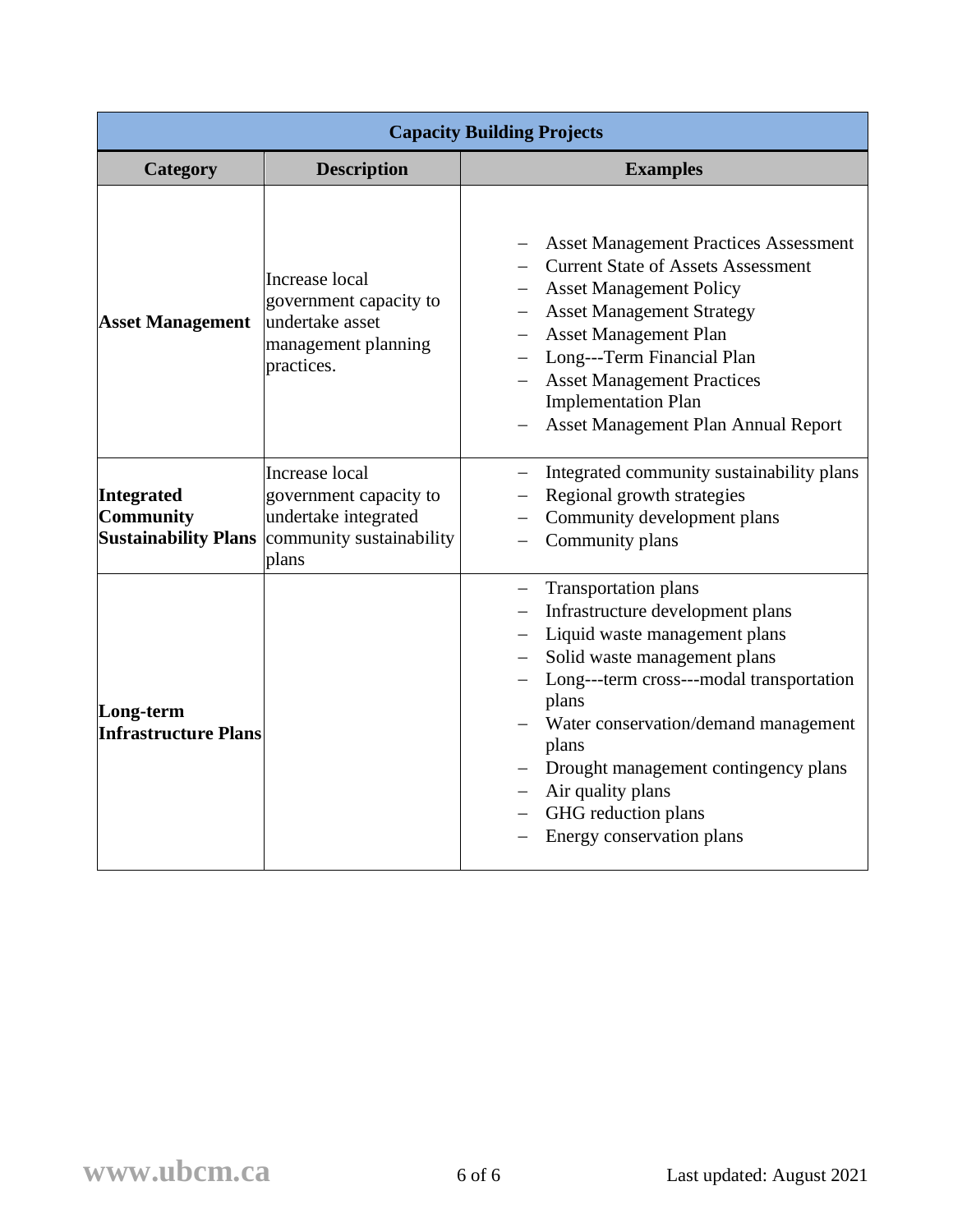| Capacity Building Projects | | |
|---|---|---|
| **Category** | **Description** | **Examples** |
| **Asset Management** | Increase local government capacity to undertake asset management planning practices. | – Asset Management Practices Assessment<br>– Current State of Assets Assessment<br>– Asset Management Policy<br>– Asset Management Strategy<br>– Asset Management Plan<br>– Long---Term Financial Plan<br>– Asset Management Practices Implementation Plan<br>– Asset Management Plan Annual Report |
| **Integrated Community Sustainability Plans** | Increase local government capacity to undertake integrated community sustainability plans | – Integrated community sustainability plans<br>– Regional growth strategies<br>– Community development plans<br>– Community plans |
| **Long-term Infrastructure Plans** | | – Transportation plans<br>– Infrastructure development plans<br>– Liquid waste management plans<br>– Solid waste management plans<br>– Long---term cross---modal transportation plans<br>– Water conservation/demand management plans<br>– Drought management contingency plans<br>– Air quality plans<br>– GHG reduction plans<br>– Energy conservation plans |